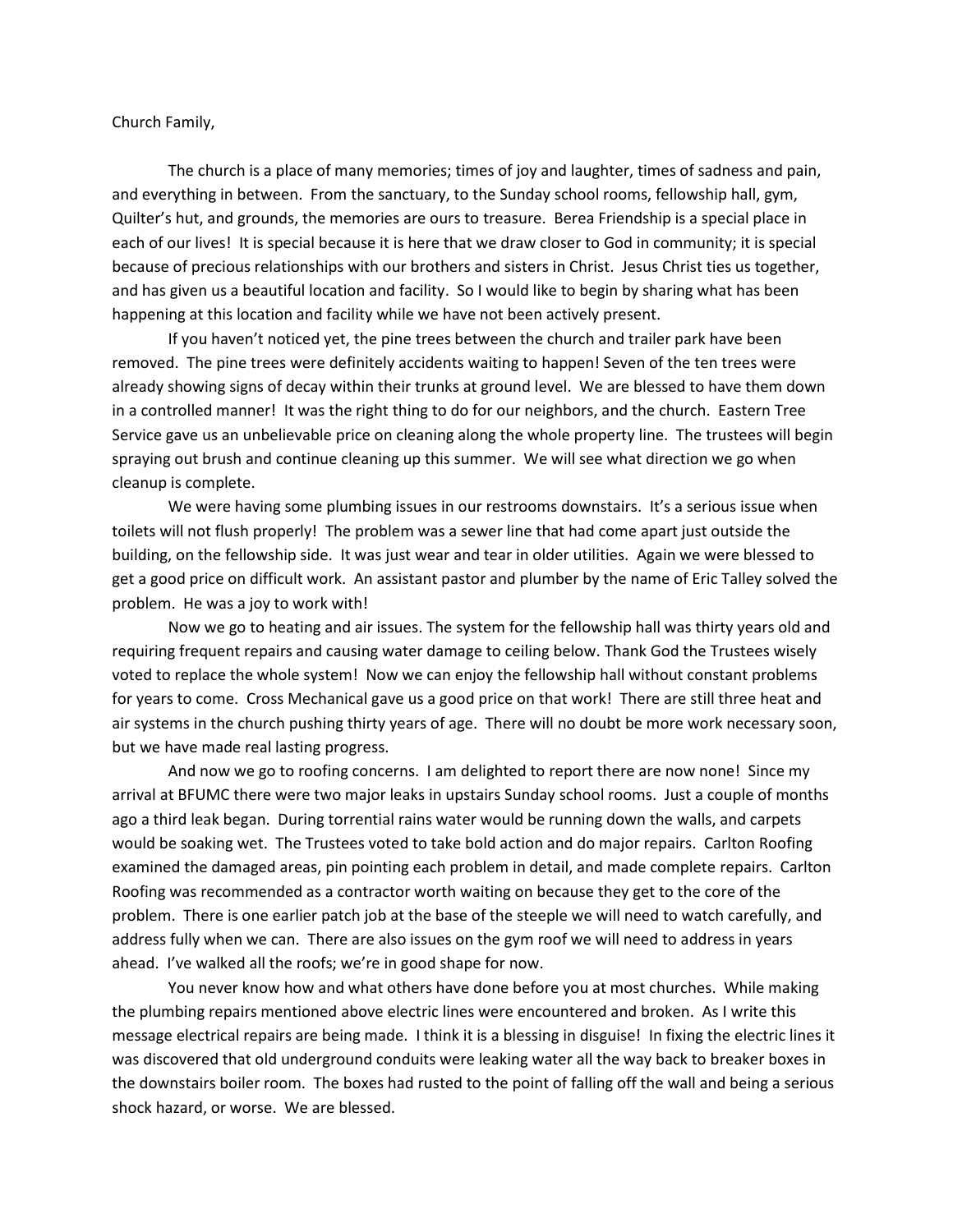Church Family,

The church is a place of many memories; times of joy and laughter, times of sadness and pain, and everything in between. From the sanctuary, to the Sunday school rooms, fellowship hall, gym, Quilter's hut, and grounds, the memories are ours to treasure. Berea Friendship is a special place in each of our lives! It is special because it is here that we draw closer to God in community; it is special because of precious relationships with our brothers and sisters in Christ. Jesus Christ ties us together, and has given us a beautiful location and facility. So I would like to begin by sharing what has been happening at this location and facility while we have not been actively present.

If you haven't noticed yet, the pine trees between the church and trailer park have been removed. The pine trees were definitely accidents waiting to happen! Seven of the ten trees were already showing signs of decay within their trunks at ground level. We are blessed to have them down in a controlled manner! It was the right thing to do for our neighbors, and the church. Eastern Tree Service gave us an unbelievable price on cleaning along the whole property line. The trustees will begin spraying out brush and continue cleaning up this summer. We will see what direction we go when cleanup is complete.

We were having some plumbing issues in our restrooms downstairs. It's a serious issue when toilets will not flush properly! The problem was a sewer line that had come apart just outside the building, on the fellowship side. It was just wear and tear in older utilities. Again we were blessed to get a good price on difficult work. An assistant pastor and plumber by the name of Eric Talley solved the problem. He was a joy to work with!

Now we go to heating and air issues. The system for the fellowship hall was thirty years old and requiring frequent repairs and causing water damage to ceiling below. Thank God the Trustees wisely voted to replace the whole system! Now we can enjoy the fellowship hall without constant problems for years to come. Cross Mechanical gave us a good price on that work! There are still three heat and air systems in the church pushing thirty years of age. There will no doubt be more work necessary soon, but we have made real lasting progress.

And now we go to roofing concerns. I am delighted to report there are now none! Since my arrival at BFUMC there were two major leaks in upstairs Sunday school rooms. Just a couple of months ago a third leak began. During torrential rains water would be running down the walls, and carpets would be soaking wet. The Trustees voted to take bold action and do major repairs. Carlton Roofing examined the damaged areas, pin pointing each problem in detail, and made complete repairs. Carlton Roofing was recommended as a contractor worth waiting on because they get to the core of the problem. There is one earlier patch job at the base of the steeple we will need to watch carefully, and address fully when we can. There are also issues on the gym roof we will need to address in years ahead. I've walked all the roofs; we're in good shape for now.

You never know how and what others have done before you at most churches. While making the plumbing repairs mentioned above electric lines were encountered and broken. As I write this message electrical repairs are being made. I think it is a blessing in disguise! In fixing the electric lines it was discovered that old underground conduits were leaking water all the way back to breaker boxes in the downstairs boiler room. The boxes had rusted to the point of falling off the wall and being a serious shock hazard, or worse. We are blessed.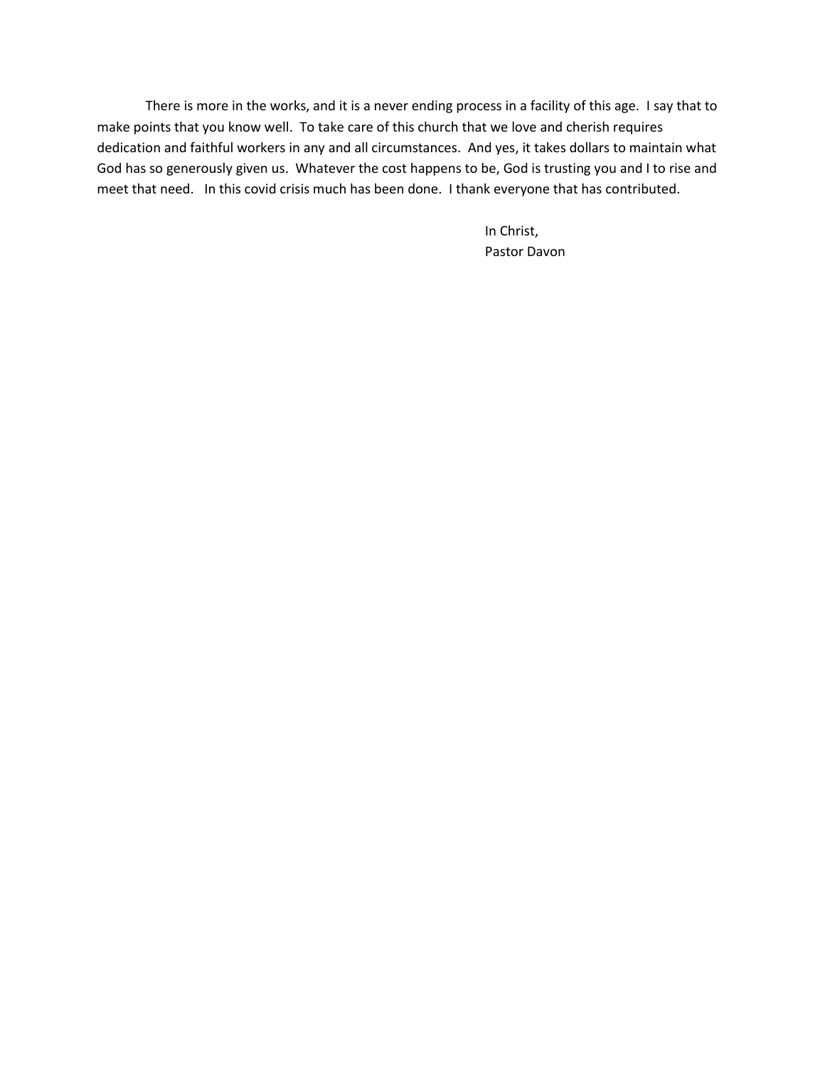There is more in the works, and it is a never ending process in a facility of this age. I say that to make points that you know well. To take care of this church that we love and cherish requires dedication and faithful workers in any and all circumstances. And yes, it takes dollars to maintain what God has so generously given us. Whatever the cost happens to be, God is trusting you and I to rise and meet that need. In this covid crisis much has been done. I thank everyone that has contributed.

In Christ,
Pastor Davon